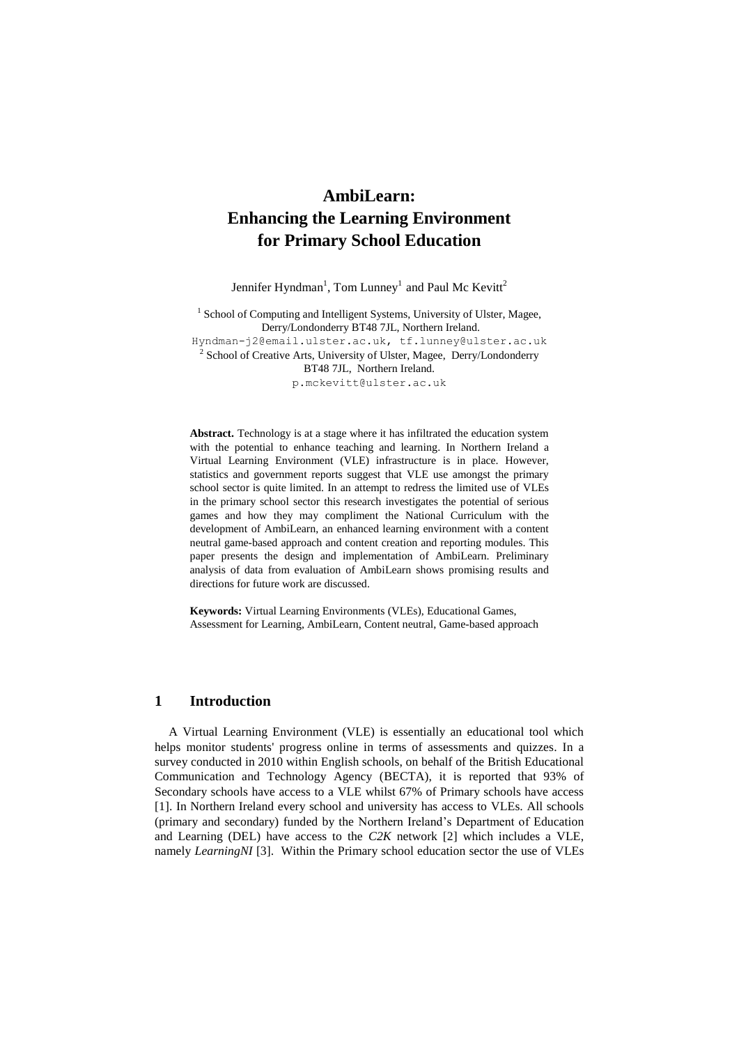# AmbiLearn: Enhancing the Learning Environment for Primary School Education

Jennifer Hyndman[1], Tom Lunney[1] and Paul Mc Kevitt[2]

[1] School of Computing and Intelligent Systems, University of Ulster, Magee, Derry/Londonderry BT48 7JL, Northern Ireland.
Hyndman-j2@email.ulster.ac.uk, tf.lunney@ulster.ac.uk
[2] School of Creative Arts, University of Ulster, Magee, Derry/Londonderry BT48 7JL, Northern Ireland.
p.mckevitt@ulster.ac.uk

**Abstract.** Technology is at a stage where it has infiltrated the education system with the potential to enhance teaching and learning. In Northern Ireland a Virtual Learning Environment (VLE) infrastructure is in place. However, statistics and government reports suggest that VLE use amongst the primary school sector is quite limited. In an attempt to redress the limited use of VLEs in the primary school sector this research investigates the potential of serious games and how they may compliment the National Curriculum with the development of AmbiLearn, an enhanced learning environment with a content neutral game-based approach and content creation and reporting modules. This paper presents the design and implementation of AmbiLearn. Preliminary analysis of data from evaluation of AmbiLearn shows promising results and directions for future work are discussed.

**Keywords:** Virtual Learning Environments (VLEs), Educational Games, Assessment for Learning, AmbiLearn, Content neutral, Game-based approach

## 1 Introduction

A Virtual Learning Environment (VLE) is essentially an educational tool which helps monitor students' progress online in terms of assessments and quizzes. In a survey conducted in 2010 within English schools, on behalf of the British Educational Communication and Technology Agency (BECTA), it is reported that 93% of Secondary schools have access to a VLE whilst 67% of Primary schools have access [1]. In Northern Ireland every school and university has access to VLEs. All schools (primary and secondary) funded by the Northern Ireland's Department of Education and Learning (DEL) have access to the *C2K* network [2] which includes a VLE, namely *LearningNI* [3]. Within the Primary school education sector the use of VLEs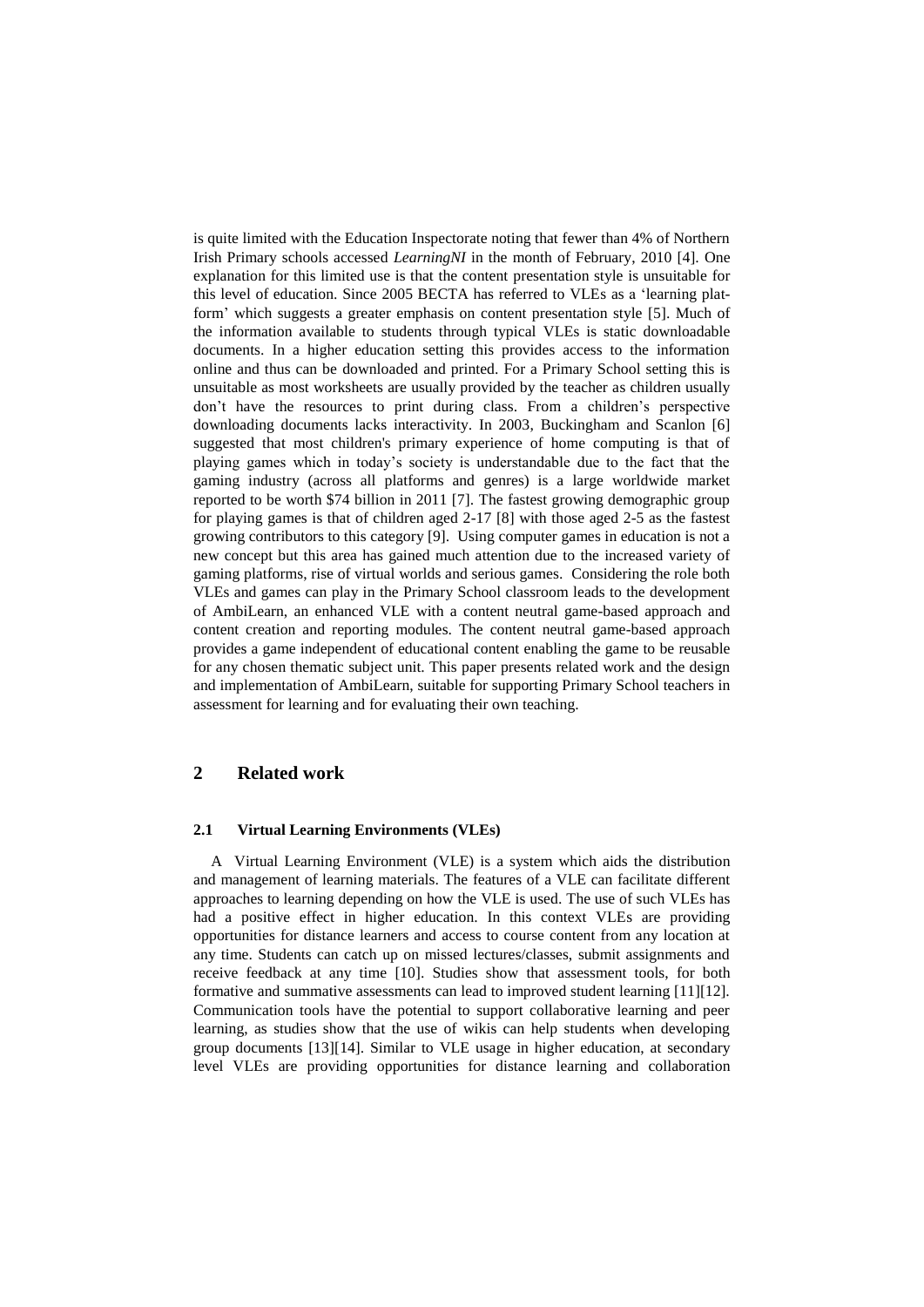is quite limited with the Education Inspectorate noting that fewer than 4% of Northern Irish Primary schools accessed *LearningNI* in the month of February, 2010 [4]. One explanation for this limited use is that the content presentation style is unsuitable for this level of education. Since 2005 BECTA has referred to VLEs as a 'learning platform' which suggests a greater emphasis on content presentation style [5]. Much of the information available to students through typical VLEs is static downloadable documents. In a higher education setting this provides access to the information online and thus can be downloaded and printed. For a Primary School setting this is unsuitable as most worksheets are usually provided by the teacher as children usually don't have the resources to print during class. From a children's perspective downloading documents lacks interactivity. In 2003, Buckingham and Scanlon [6] suggested that most children's primary experience of home computing is that of playing games which in today's society is understandable due to the fact that the gaming industry (across all platforms and genres) is a large worldwide market reported to be worth $74 billion in 2011 [7]. The fastest growing demographic group for playing games is that of children aged 2-17 [8] with those aged 2-5 as the fastest growing contributors to this category [9]. Using computer games in education is not a new concept but this area has gained much attention due to the increased variety of gaming platforms, rise of virtual worlds and serious games. Considering the role both VLEs and games can play in the Primary School classroom leads to the development of AmbiLearn, an enhanced VLE with a content neutral game-based approach and content creation and reporting modules. The content neutral game-based approach provides a game independent of educational content enabling the game to be reusable for any chosen thematic subject unit. This paper presents related work and the design and implementation of AmbiLearn, suitable for supporting Primary School teachers in assessment for learning and for evaluating their own teaching.

## 2 Related work

### 2.1 Virtual Learning Environments (VLEs)

A Virtual Learning Environment (VLE) is a system which aids the distribution and management of learning materials. The features of a VLE can facilitate different approaches to learning depending on how the VLE is used. The use of such VLEs has had a positive effect in higher education. In this context VLEs are providing opportunities for distance learners and access to course content from any location at any time. Students can catch up on missed lectures/classes, submit assignments and receive feedback at any time [10]. Studies show that assessment tools, for both formative and summative assessments can lead to improved student learning [11][12]. Communication tools have the potential to support collaborative learning and peer learning, as studies show that the use of wikis can help students when developing group documents [13][14]. Similar to VLE usage in higher education, at secondary level VLEs are providing opportunities for distance learning and collaboration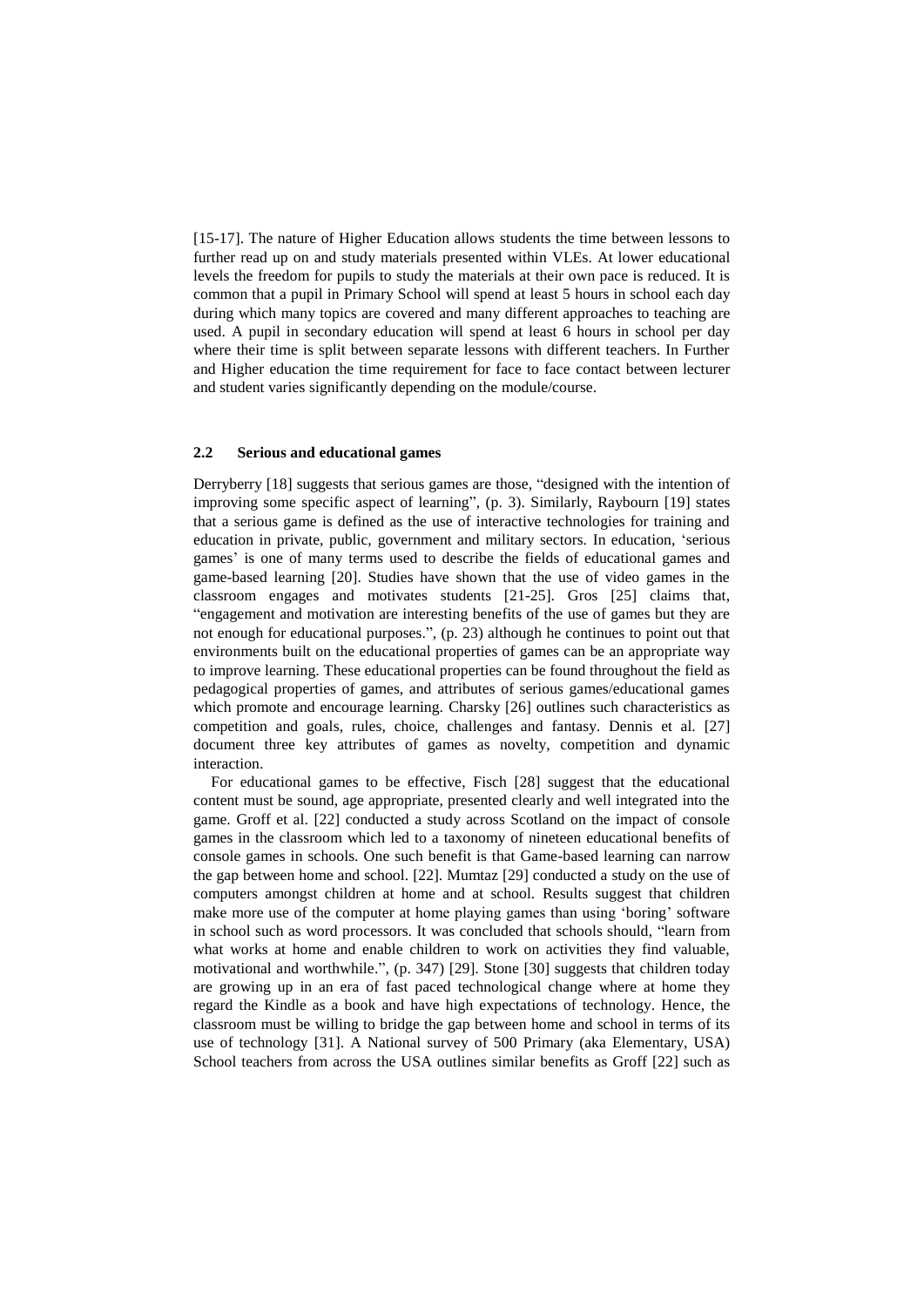[15-17]. The nature of Higher Education allows students the time between lessons to further read up on and study materials presented within VLEs. At lower educational levels the freedom for pupils to study the materials at their own pace is reduced. It is common that a pupil in Primary School will spend at least 5 hours in school each day during which many topics are covered and many different approaches to teaching are used. A pupil in secondary education will spend at least 6 hours in school per day where their time is split between separate lessons with different teachers. In Further and Higher education the time requirement for face to face contact between lecturer and student varies significantly depending on the module/course.

### 2.2 Serious and educational games

Derryberry [18] suggests that serious games are those, "designed with the intention of improving some specific aspect of learning", (p. 3). Similarly, Raybourn [19] states that a serious game is defined as the use of interactive technologies for training and education in private, public, government and military sectors. In education, 'serious games' is one of many terms used to describe the fields of educational games and game-based learning [20]. Studies have shown that the use of video games in the classroom engages and motivates students [21-25]. Gros [25] claims that, "engagement and motivation are interesting benefits of the use of games but they are not enough for educational purposes.", (p. 23) although he continues to point out that environments built on the educational properties of games can be an appropriate way to improve learning. These educational properties can be found throughout the field as pedagogical properties of games, and attributes of serious games/educational games which promote and encourage learning. Charsky [26] outlines such characteristics as competition and goals, rules, choice, challenges and fantasy. Dennis et al. [27] document three key attributes of games as novelty, competition and dynamic interaction.

For educational games to be effective, Fisch [28] suggest that the educational content must be sound, age appropriate, presented clearly and well integrated into the game. Groff et al. [22] conducted a study across Scotland on the impact of console games in the classroom which led to a taxonomy of nineteen educational benefits of console games in schools. One such benefit is that Game-based learning can narrow the gap between home and school. [22]. Mumtaz [29] conducted a study on the use of computers amongst children at home and at school. Results suggest that children make more use of the computer at home playing games than using 'boring' software in school such as word processors. It was concluded that schools should, "learn from what works at home and enable children to work on activities they find valuable, motivational and worthwhile.", (p. 347) [29]. Stone [30] suggests that children today are growing up in an era of fast paced technological change where at home they regard the Kindle as a book and have high expectations of technology. Hence, the classroom must be willing to bridge the gap between home and school in terms of its use of technology [31]. A National survey of 500 Primary (aka Elementary, USA) School teachers from across the USA outlines similar benefits as Groff [22] such as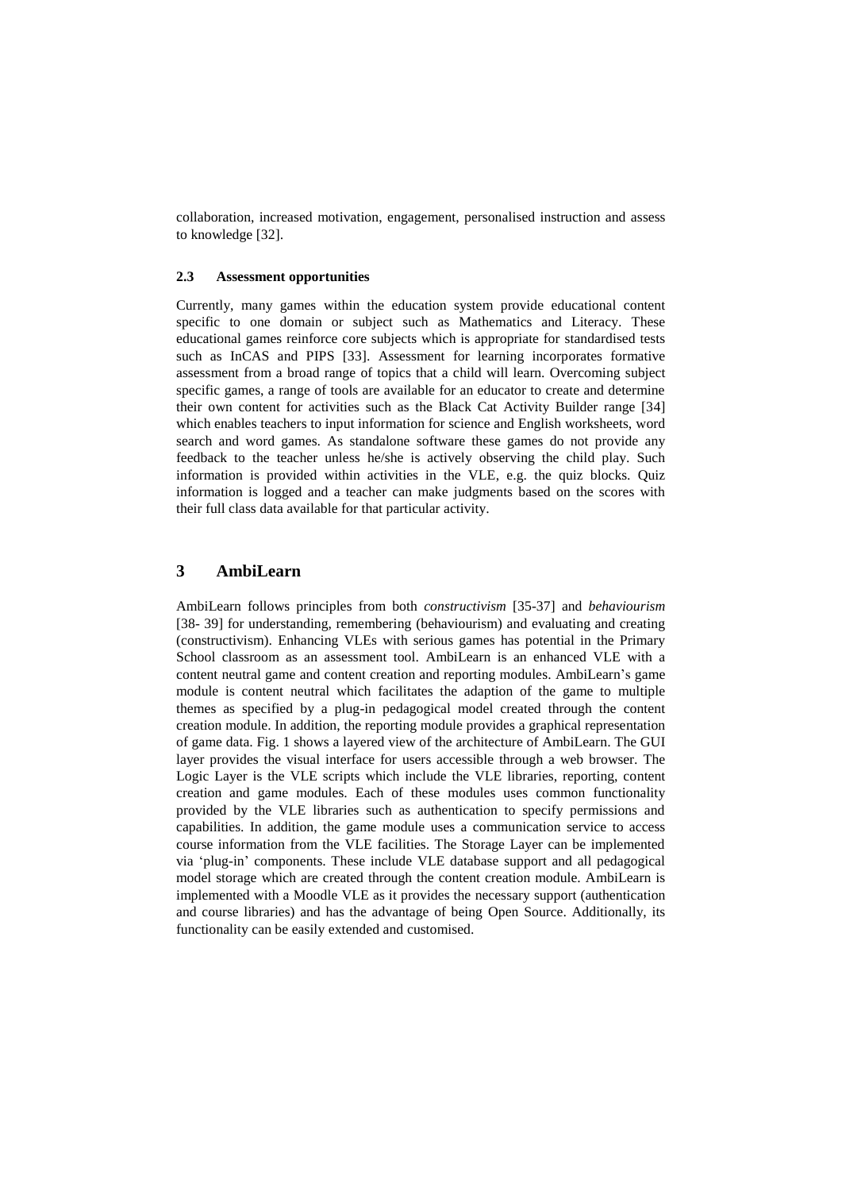collaboration, increased motivation, engagement, personalised instruction and assess to knowledge [32].

### 2.3 Assessment opportunities

Currently, many games within the education system provide educational content specific to one domain or subject such as Mathematics and Literacy. These educational games reinforce core subjects which is appropriate for standardised tests such as InCAS and PIPS [33]. Assessment for learning incorporates formative assessment from a broad range of topics that a child will learn. Overcoming subject specific games, a range of tools are available for an educator to create and determine their own content for activities such as the Black Cat Activity Builder range [34] which enables teachers to input information for science and English worksheets, word search and word games. As standalone software these games do not provide any feedback to the teacher unless he/she is actively observing the child play. Such information is provided within activities in the VLE, e.g. the quiz blocks. Quiz information is logged and a teacher can make judgments based on the scores with their full class data available for that particular activity.

## 3 AmbiLearn

AmbiLearn follows principles from both *constructivism* [35-37] and *behaviourism* [38- 39] for understanding, remembering (behaviourism) and evaluating and creating (constructivism). Enhancing VLEs with serious games has potential in the Primary School classroom as an assessment tool. AmbiLearn is an enhanced VLE with a content neutral game and content creation and reporting modules. AmbiLearn's game module is content neutral which facilitates the adaption of the game to multiple themes as specified by a plug-in pedagogical model created through the content creation module. In addition, the reporting module provides a graphical representation of game data. Fig. 1 shows a layered view of the architecture of AmbiLearn. The GUI layer provides the visual interface for users accessible through a web browser. The Logic Layer is the VLE scripts which include the VLE libraries, reporting, content creation and game modules. Each of these modules uses common functionality provided by the VLE libraries such as authentication to specify permissions and capabilities. In addition, the game module uses a communication service to access course information from the VLE facilities. The Storage Layer can be implemented via 'plug-in' components. These include VLE database support and all pedagogical model storage which are created through the content creation module. AmbiLearn is implemented with a Moodle VLE as it provides the necessary support (authentication and course libraries) and has the advantage of being Open Source. Additionally, its functionality can be easily extended and customised.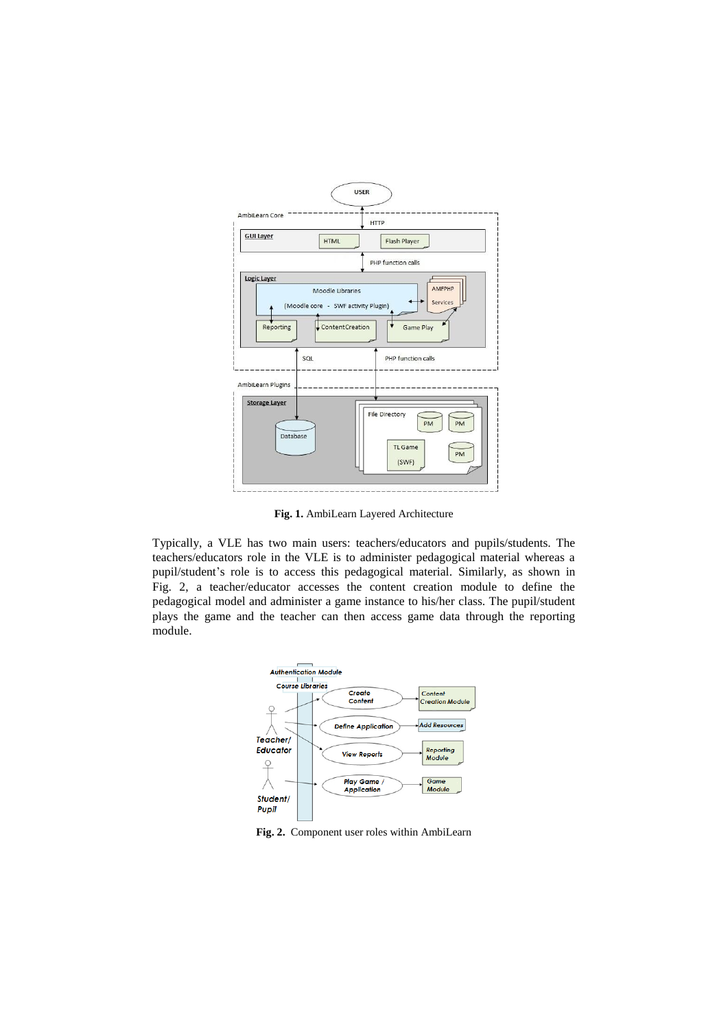**Fig. 1.** AmbiLearn Layered Architecture

Typically, a VLE has two main users: teachers/educators and pupils/students. The teachers/educators role in the VLE is to administer pedagogical material whereas a pupil/student's role is to access this pedagogical material. Similarly, as shown in Fig. 2, a teacher/educator accesses the content creation module to define the pedagogical model and administer a game instance to his/her class. The pupil/student plays the game and the teacher can then access game data through the reporting module.

**Fig. 2.** Component user roles within AmbiLearn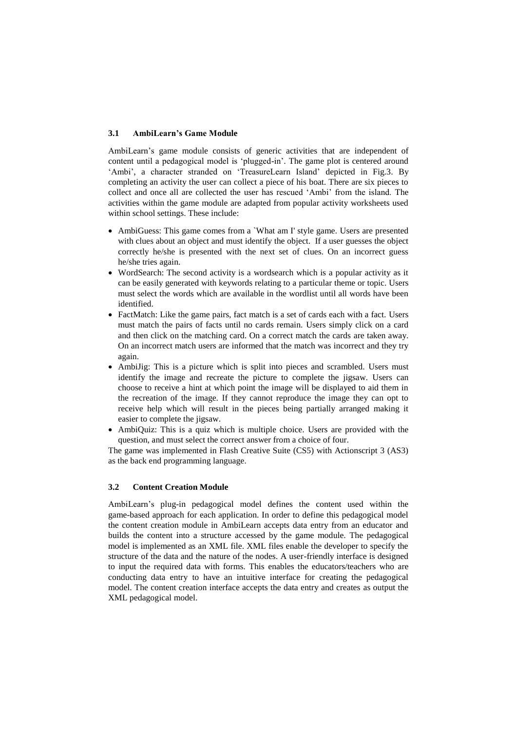### 3.1 AmbiLearn's Game Module

AmbiLearn's game module consists of generic activities that are independent of content until a pedagogical model is 'plugged-in'. The game plot is centered around 'Ambi', a character stranded on 'TreasureLearn Island' depicted in Fig.3. By completing an activity the user can collect a piece of his boat. There are six pieces to collect and once all are collected the user has rescued 'Ambi' from the island. The activities within the game module are adapted from popular activity worksheets used within school settings. These include:

- AmbiGuess: This game comes from a `What am I' style game. Users are presented with clues about an object and must identify the object. If a user guesses the object correctly he/she is presented with the next set of clues. On an incorrect guess he/she tries again.
- WordSearch: The second activity is a wordsearch which is a popular activity as it can be easily generated with keywords relating to a particular theme or topic. Users must select the words which are available in the wordlist until all words have been identified.
- FactMatch: Like the game pairs, fact match is a set of cards each with a fact. Users must match the pairs of facts until no cards remain. Users simply click on a card and then click on the matching card. On a correct match the cards are taken away. On an incorrect match users are informed that the match was incorrect and they try again.
- AmbiJig: This is a picture which is split into pieces and scrambled. Users must identify the image and recreate the picture to complete the jigsaw. Users can choose to receive a hint at which point the image will be displayed to aid them in the recreation of the image. If they cannot reproduce the image they can opt to receive help which will result in the pieces being partially arranged making it easier to complete the jigsaw.
- AmbiQuiz: This is a quiz which is multiple choice. Users are provided with the question, and must select the correct answer from a choice of four.

The game was implemented in Flash Creative Suite (CS5) with Actionscript 3 (AS3) as the back end programming language.

### 3.2 Content Creation Module

AmbiLearn's plug-in pedagogical model defines the content used within the game-based approach for each application. In order to define this pedagogical model the content creation module in AmbiLearn accepts data entry from an educator and builds the content into a structure accessed by the game module. The pedagogical model is implemented as an XML file. XML files enable the developer to specify the structure of the data and the nature of the nodes. A user-friendly interface is designed to input the required data with forms. This enables the educators/teachers who are conducting data entry to have an intuitive interface for creating the pedagogical model. The content creation interface accepts the data entry and creates as output the XML pedagogical model.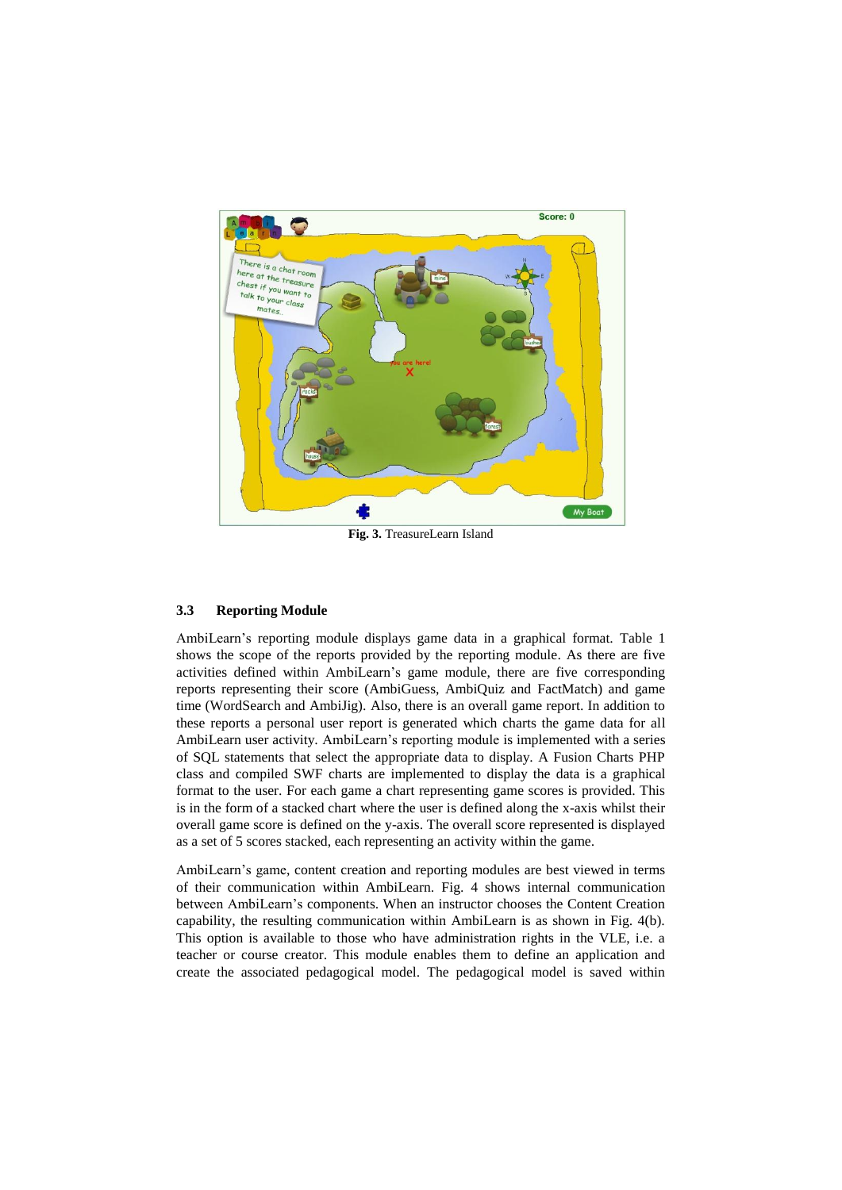**Fig. 3.** TreasureLearn Island

### 3.3 Reporting Module

AmbiLearn's reporting module displays game data in a graphical format. Table 1 shows the scope of the reports provided by the reporting module. As there are five activities defined within AmbiLearn's game module, there are five corresponding reports representing their score (AmbiGuess, AmbiQuiz and FactMatch) and game time (WordSearch and AmbiJig). Also, there is an overall game report. In addition to these reports a personal user report is generated which charts the game data for all AmbiLearn user activity. AmbiLearn's reporting module is implemented with a series of SQL statements that select the appropriate data to display. A Fusion Charts PHP class and compiled SWF charts are implemented to display the data is a graphical format to the user. For each game a chart representing game scores is provided. This is in the form of a stacked chart where the user is defined along the x-axis whilst their overall game score is defined on the y-axis. The overall score represented is displayed as a set of 5 scores stacked, each representing an activity within the game.

AmbiLearn's game, content creation and reporting modules are best viewed in terms of their communication within AmbiLearn. Fig. 4 shows internal communication between AmbiLearn's components. When an instructor chooses the Content Creation capability, the resulting communication within AmbiLearn is as shown in Fig. 4(b). This option is available to those who have administration rights in the VLE, i.e. a teacher or course creator. This module enables them to define an application and create the associated pedagogical model. The pedagogical model is saved within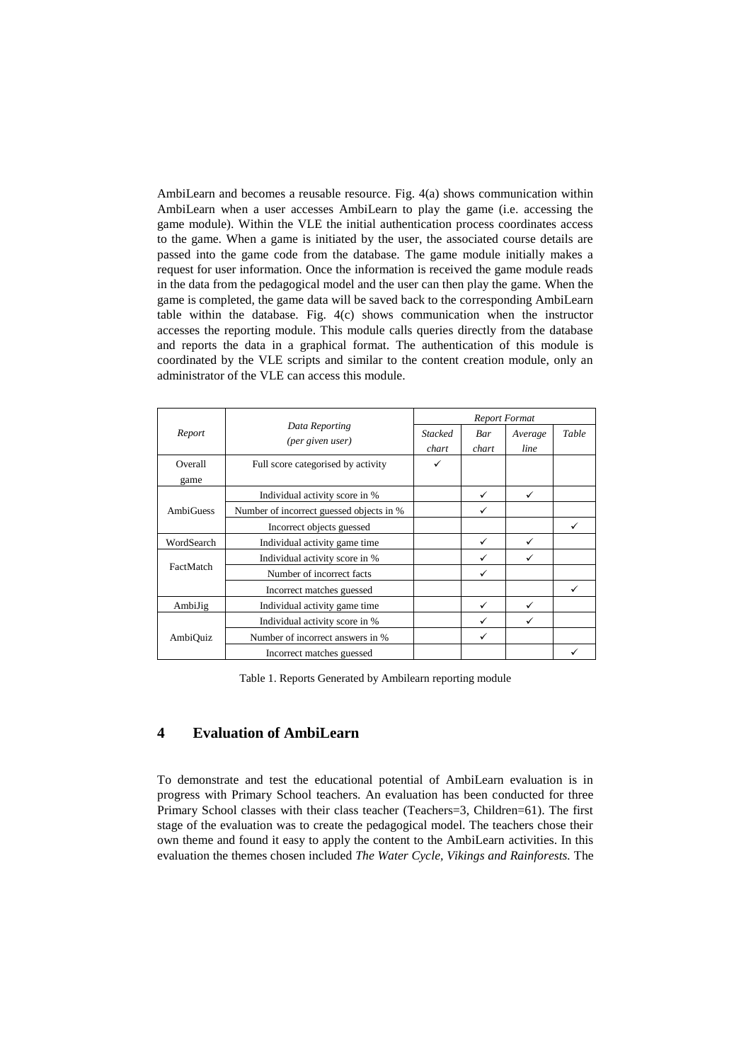AmbiLearn and becomes a reusable resource. Fig. 4(a) shows communication within AmbiLearn when a user accesses AmbiLearn to play the game (i.e. accessing the game module). Within the VLE the initial authentication process coordinates access to the game. When a game is initiated by the user, the associated course details are passed into the game code from the database. The game module initially makes a request for user information. Once the information is received the game module reads in the data from the pedagogical model and the user can then play the game. When the game is completed, the game data will be saved back to the corresponding AmbiLearn table within the database. Fig. 4(c) shows communication when the instructor accesses the reporting module. This module calls queries directly from the database and reports the data in a graphical format. The authentication of this module is coordinated by the VLE scripts and similar to the content creation module, only an administrator of the VLE can access this module.

| *Report* | *Data Reporting (per given user)* | *Report Format* | | | |
|---|---|---|---|---|---|
| | | *Stacked chart* | *Bar chart* | *Average line* | *Table* |
| Overall game | Full score categorised by activity | ✓ | | | |
| AmbiGuess | Individual activity score in % | | ✓ | ✓ | |
| | Number of incorrect guessed objects in % | | ✓ | | |
| | Incorrect objects guessed | | | | ✓ |
| WordSearch | Individual activity game time | | ✓ | ✓ | |
| FactMatch | Individual activity score in % | | ✓ | ✓ | |
| | Number of incorrect facts | | ✓ | | |
| | Incorrect matches guessed | | | | ✓ |
| AmbiJig | Individual activity game time | | ✓ | ✓ | |
| AmbiQuiz | Individual activity score in % | | ✓ | ✓ | |
| | Number of incorrect answers in % | | ✓ | | |
| | Incorrect matches guessed | | | | ✓ |

Table 1. Reports Generated by Ambilearn reporting module

## 4 Evaluation of AmbiLearn

To demonstrate and test the educational potential of AmbiLearn evaluation is in progress with Primary School teachers. An evaluation has been conducted for three Primary School classes with their class teacher (Teachers=3, Children=61). The first stage of the evaluation was to create the pedagogical model. The teachers chose their own theme and found it easy to apply the content to the AmbiLearn activities. In this evaluation the themes chosen included *The Water Cycle, Vikings and Rainforests.* The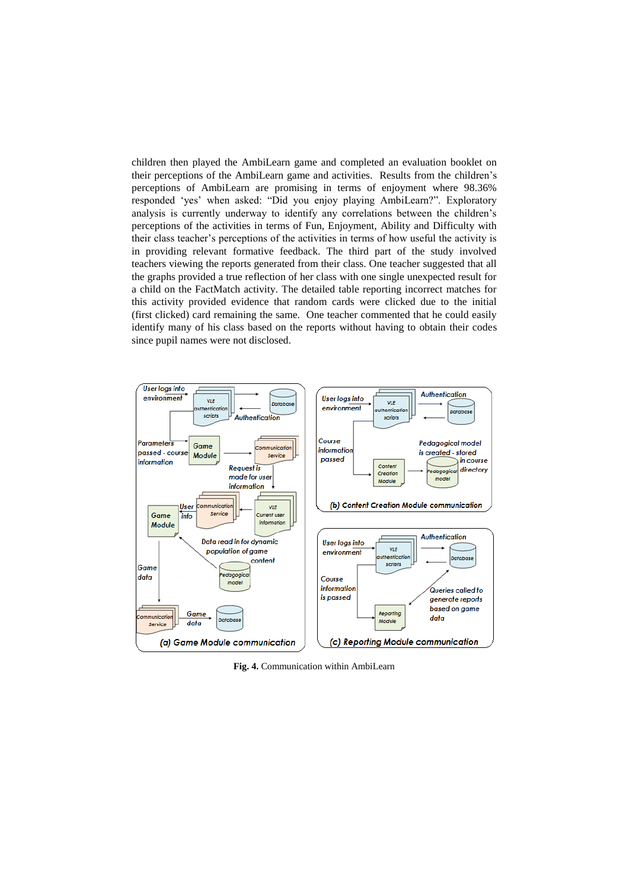children then played the AmbiLearn game and completed an evaluation booklet on their perceptions of the AmbiLearn game and activities. Results from the children's perceptions of AmbiLearn are promising in terms of enjoyment where 98.36% responded 'yes' when asked: "Did you enjoy playing AmbiLearn?". Exploratory analysis is currently underway to identify any correlations between the children's perceptions of the activities in terms of Fun, Enjoyment, Ability and Difficulty with their class teacher's perceptions of the activities in terms of how useful the activity is in providing relevant formative feedback. The third part of the study involved teachers viewing the reports generated from their class. One teacher suggested that all the graphs provided a true reflection of her class with one single unexpected result for a child on the FactMatch activity. The detailed table reporting incorrect matches for this activity provided evidence that random cards were clicked due to the initial (first clicked) card remaining the same. One teacher commented that he could easily identify many of his class based on the reports without having to obtain their codes since pupil names were not disclosed.

**Fig. 4.** Communication within AmbiLearn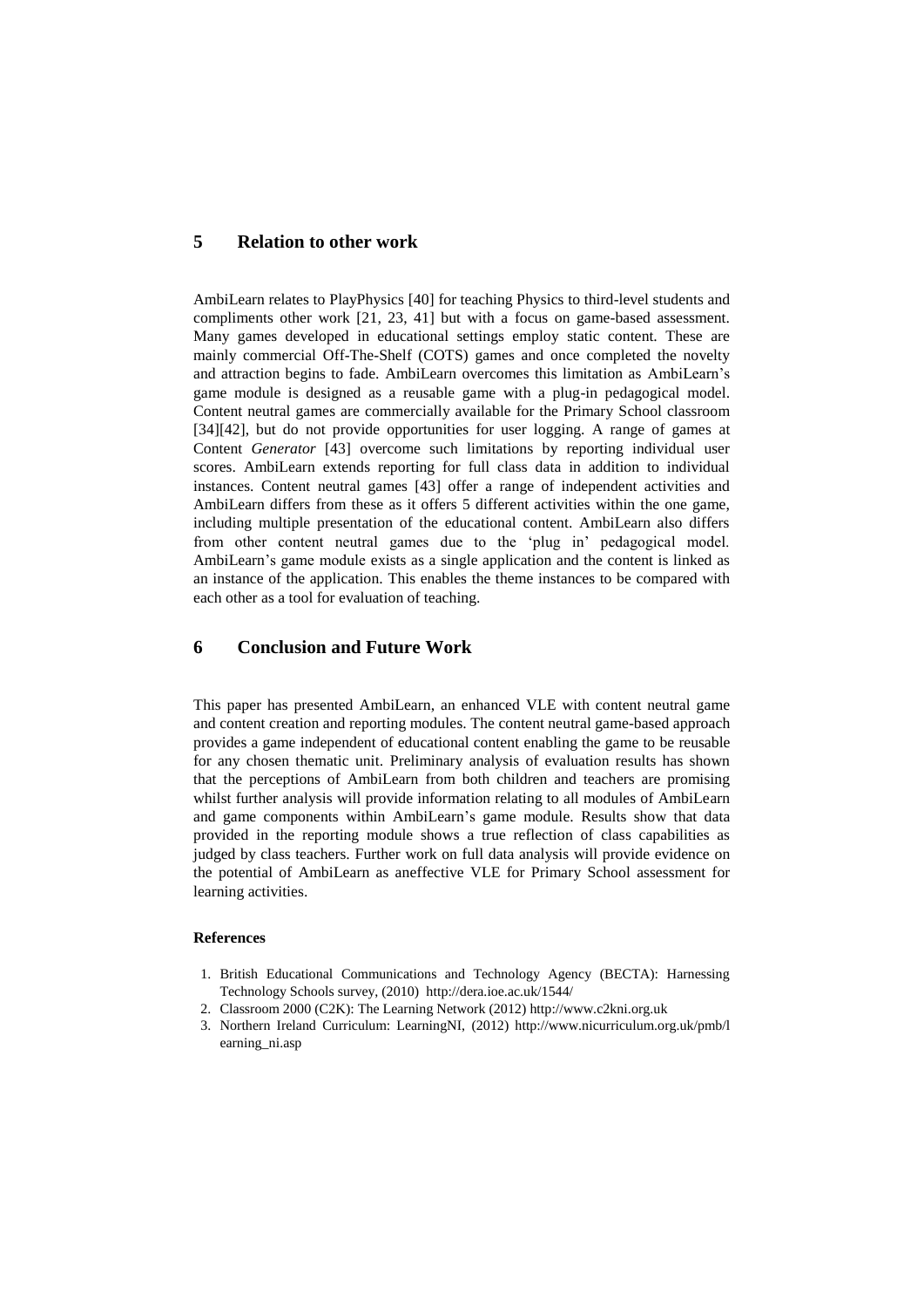## 5 Relation to other work

AmbiLearn relates to PlayPhysics [40] for teaching Physics to third-level students and compliments other work [21, 23, 41] but with a focus on game-based assessment. Many games developed in educational settings employ static content. These are mainly commercial Off-The-Shelf (COTS) games and once completed the novelty and attraction begins to fade. AmbiLearn overcomes this limitation as AmbiLearn's game module is designed as a reusable game with a plug-in pedagogical model. Content neutral games are commercially available for the Primary School classroom [34][42], but do not provide opportunities for user logging. A range of games at Content *Generator* [43] overcome such limitations by reporting individual user scores. AmbiLearn extends reporting for full class data in addition to individual instances. Content neutral games [43] offer a range of independent activities and AmbiLearn differs from these as it offers 5 different activities within the one game, including multiple presentation of the educational content. AmbiLearn also differs from other content neutral games due to the 'plug in' pedagogical model. AmbiLearn's game module exists as a single application and the content is linked as an instance of the application. This enables the theme instances to be compared with each other as a tool for evaluation of teaching.

## 6 Conclusion and Future Work

This paper has presented AmbiLearn, an enhanced VLE with content neutral game and content creation and reporting modules. The content neutral game-based approach provides a game independent of educational content enabling the game to be reusable for any chosen thematic unit. Preliminary analysis of evaluation results has shown that the perceptions of AmbiLearn from both children and teachers are promising whilst further analysis will provide information relating to all modules of AmbiLearn and game components within AmbiLearn's game module. Results show that data provided in the reporting module shows a true reflection of class capabilities as judged by class teachers. Further work on full data analysis will provide evidence on the potential of AmbiLearn as aneffective VLE for Primary School assessment for learning activities.

**References**

1. British Educational Communications and Technology Agency (BECTA): Harnessing Technology Schools survey, (2010) http://dera.ioe.ac.uk/1544/
2. Classroom 2000 (C2K): The Learning Network (2012) http://www.c2kni.org.uk
3. Northern Ireland Curriculum: LearningNI, (2012) http://www.nicurriculum.org.uk/pmb/learning_ni.asp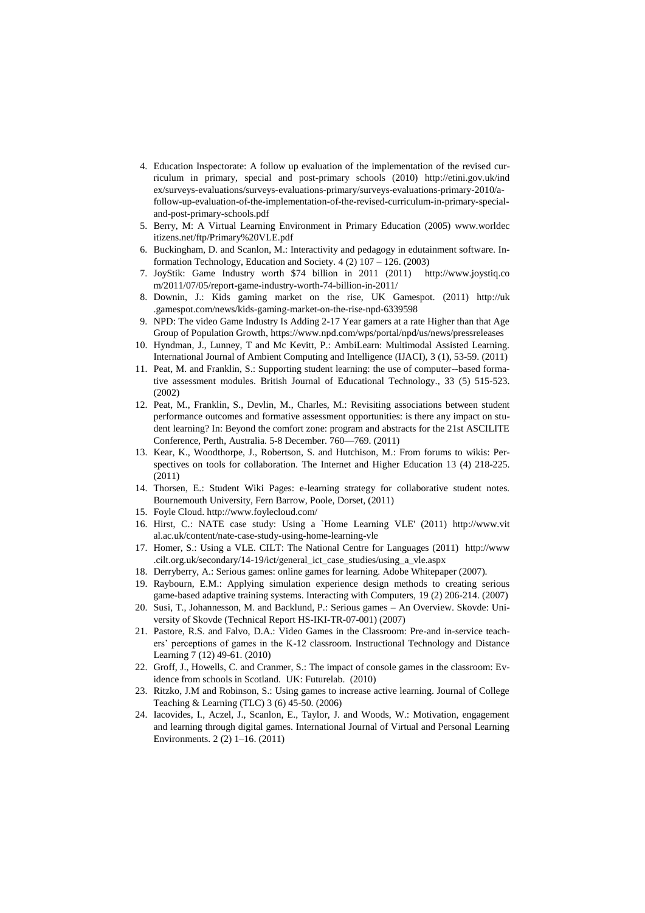4. Education Inspectorate: A follow up evaluation of the implementation of the revised curriculum in primary, special and post-primary schools (2010) http://etini.gov.uk/index/surveys-evaluations/surveys-evaluations-primary/surveys-evaluations-primary-2010/a-follow-up-evaluation-of-the-implementation-of-the-revised-curriculum-in-primary-special-and-post-primary-schools.pdf
5. Berry, M: A Virtual Learning Environment in Primary Education (2005) www.worldecitizens.net/ftp/Primary%20VLE.pdf
6. Buckingham, D. and Scanlon, M.: Interactivity and pedagogy in edutainment software. Information Technology, Education and Society. 4 (2) 107 – 126. (2003)
7. JoyStik: Game Industry worth $74 billion in 2011 (2011) http://www.joystiq.com/2011/07/05/report-game-industry-worth-74-billion-in-2011/
8. Downin, J.: Kids gaming market on the rise, UK Gamespot. (2011) http://uk.gamespot.com/news/kids-gaming-market-on-the-rise-npd-6339598
9. NPD: The video Game Industry Is Adding 2-17 Year gamers at a rate Higher than that Age Group of Population Growth, https://www.npd.com/wps/portal/npd/us/news/pressreleases
10. Hyndman, J., Lunney, T and Mc Kevitt, P.: AmbiLearn: Multimodal Assisted Learning. International Journal of Ambient Computing and Intelligence (IJACI), 3 (1), 53-59. (2011)
11. Peat, M. and Franklin, S.: Supporting student learning: the use of computer--based formative assessment modules. British Journal of Educational Technology., 33 (5) 515-523. (2002)
12. Peat, M., Franklin, S., Devlin, M., Charles, M.: Revisiting associations between student performance outcomes and formative assessment opportunities: is there any impact on student learning? In: Beyond the comfort zone: program and abstracts for the 21st ASCILITE Conference, Perth, Australia. 5-8 December. 760—769. (2011)
13. Kear, K., Woodthorpe, J., Robertson, S. and Hutchison, M.: From forums to wikis: Perspectives on tools for collaboration. The Internet and Higher Education 13 (4) 218-225. (2011)
14. Thorsen, E.: Student Wiki Pages: e-learning strategy for collaborative student notes. Bournemouth University, Fern Barrow, Poole, Dorset, (2011)
15. Foyle Cloud. http://www.foylecloud.com/
16. Hirst, C.: NATE case study: Using a `Home Learning VLE' (2011) http://www.vital.ac.uk/content/nate-case-study-using-home-learning-vle
17. Homer, S.: Using a VLE. CILT: The National Centre for Languages (2011) http://www.cilt.org.uk/secondary/14-19/ict/general_ict_case_studies/using_a_vle.aspx
18. Derryberry, A.: Serious games: online games for learning. Adobe Whitepaper (2007).
19. Raybourn, E.M.: Applying simulation experience design methods to creating serious game-based adaptive training systems. Interacting with Computers, 19 (2) 206-214. (2007)
20. Susi, T., Johannesson, M. and Backlund, P.: Serious games – An Overview. Skovde: University of Skovde (Technical Report HS-IKI-TR-07-001) (2007)
21. Pastore, R.S. and Falvo, D.A.: Video Games in the Classroom: Pre-and in-service teachers' perceptions of games in the K-12 classroom. Instructional Technology and Distance Learning 7 (12) 49-61. (2010)
22. Groff, J., Howells, C. and Cranmer, S.: The impact of console games in the classroom: Evidence from schools in Scotland. UK: Futurelab. (2010)
23. Ritzko, J.M and Robinson, S.: Using games to increase active learning. Journal of College Teaching & Learning (TLC) 3 (6) 45-50. (2006)
24. Iacovides, I., Aczel, J., Scanlon, E., Taylor, J. and Woods, W.: Motivation, engagement and learning through digital games. International Journal of Virtual and Personal Learning Environments. 2 (2) 1–16. (2011)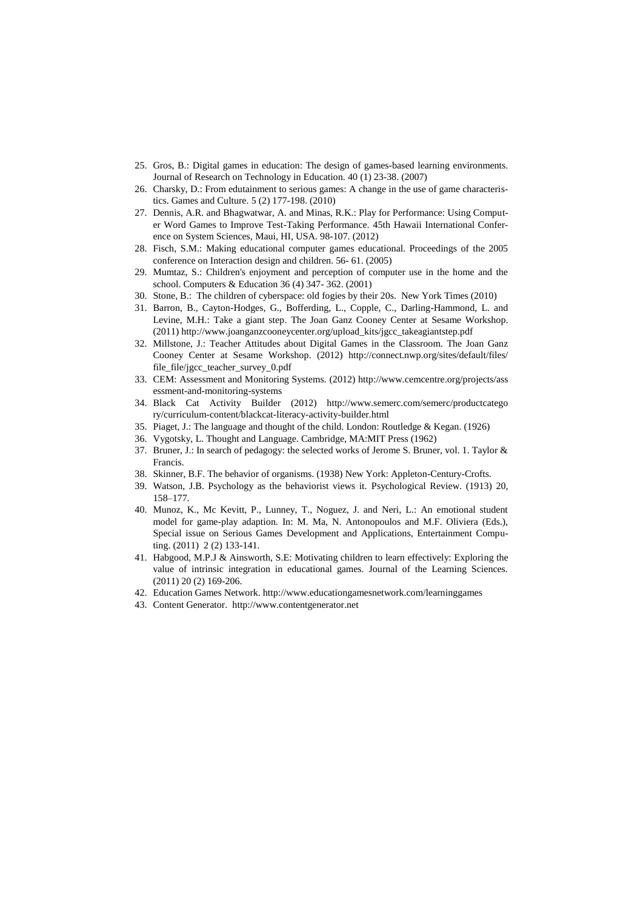25. Gros, B.: Digital games in education: The design of games-based learning environments. Journal of Research on Technology in Education. 40 (1) 23-38. (2007)
26. Charsky, D.: From edutainment to serious games: A change in the use of game characteristics. Games and Culture. 5 (2) 177-198. (2010)
27. Dennis, A.R. and Bhagwatwar, A. and Minas, R.K.: Play for Performance: Using Computer Word Games to Improve Test-Taking Performance. 45th Hawaii International Conference on System Sciences, Maui, HI, USA. 98-107. (2012)
28. Fisch, S.M.: Making educational computer games educational. Proceedings of the 2005 conference on Interaction design and children. 56- 61. (2005)
29. Mumtaz, S.: Children's enjoyment and perception of computer use in the home and the school. Computers & Education 36 (4) 347- 362. (2001)
30. Stone, B.: The children of cyberspace: old fogies by their 20s. New York Times (2010)
31. Barron, B., Cayton-Hodges, G., Bofferding, L., Copple, C., Darling-Hammond, L. and Levine, M.H.: Take a giant step. The Joan Ganz Cooney Center at Sesame Workshop. (2011) http://www.joanganzcooneycenter.org/upload_kits/jgcc_takeagiantstep.pdf
32. Millstone, J.: Teacher Attitudes about Digital Games in the Classroom. The Joan Ganz Cooney Center at Sesame Workshop. (2012) http://connect.nwp.org/sites/default/files/file_file/jgcc_teacher_survey_0.pdf
33. CEM: Assessment and Monitoring Systems. (2012) http://www.cemcentre.org/projects/assessment-and-monitoring-systems
34. Black Cat Activity Builder (2012) http://www.semerc.com/semerc/productcategory/curriculum-content/blackcat-literacy-activity-builder.html
35. Piaget, J.: The language and thought of the child. London: Routledge & Kegan. (1926)
36. Vygotsky, L. Thought and Language. Cambridge, MA:MIT Press (1962)
37. Bruner, J.: In search of pedagogy: the selected works of Jerome S. Bruner, vol. 1. Taylor & Francis.
38. Skinner, B.F. The behavior of organisms. (1938) New York: Appleton-Century-Crofts.
39. Watson, J.B. Psychology as the behaviorist views it. Psychological Review. (1913) 20, 158–177.
40. Munoz, K., Mc Kevitt, P., Lunney, T., Noguez, J. and Neri, L.: An emotional student model for game-play adaption. In: M. Ma, N. Antonopoulos and M.F. Oliviera (Eds.), Special issue on Serious Games Development and Applications, Entertainment Computing. (2011) 2 (2) 133-141.
41. Habgood, M.P.J & Ainsworth, S.E: Motivating children to learn effectively: Exploring the value of intrinsic integration in educational games. Journal of the Learning Sciences. (2011) 20 (2) 169-206.
42. Education Games Network. http://www.educationgamesnetwork.com/learninggames
43. Content Generator. http://www.contentgenerator.net